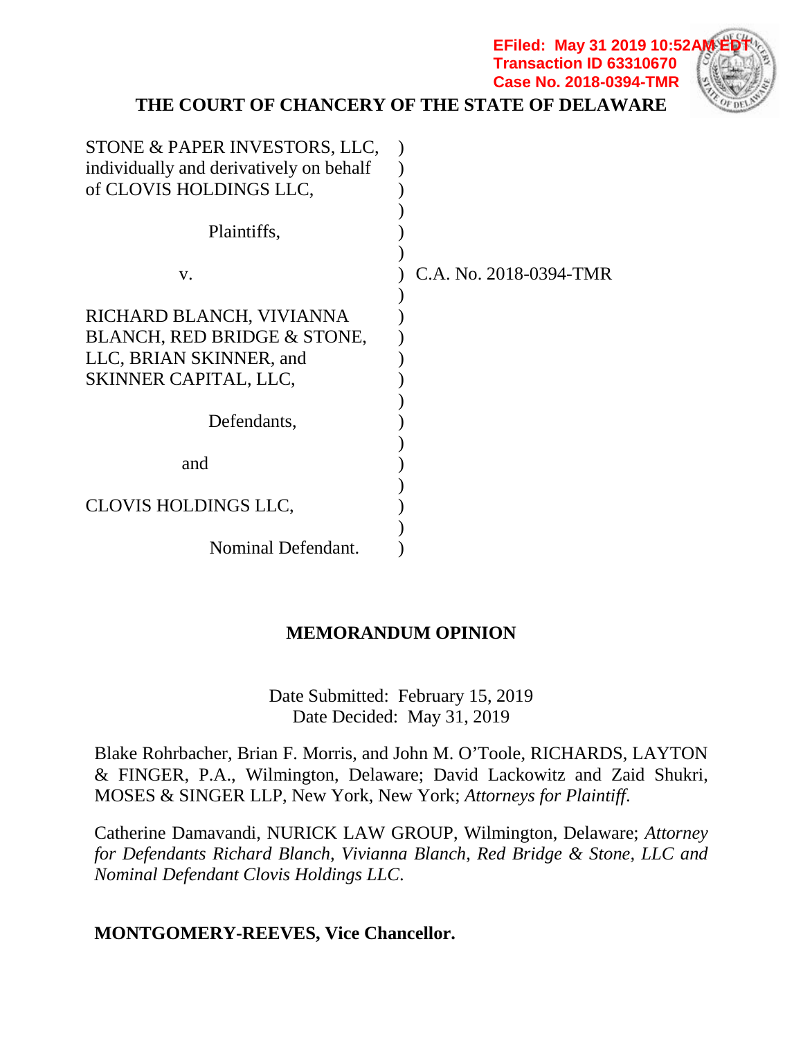EFiled: May 31 2019 10:52AM EDT
Transaction ID 63310670
Case No. 2018-0394-TMR

**THE COURT OF CHANCERY OF THE STATE OF DELAWARE**

STONE & PAPER INVESTORS, LLC, individually and derivatively on behalf of CLOVIS HOLDINGS LLC,

Plaintiffs,

v.

RICHARD BLANCH, VIVIANNA BLANCH, RED BRIDGE & STONE, LLC, BRIAN SKINNER, and SKINNER CAPITAL, LLC,

Defendants,

and

CLOVIS HOLDINGS LLC,

Nominal Defendant.

C.A. No. 2018-0394-TMR

**MEMORANDUM OPINION**

Date Submitted: February 15, 2019
Date Decided: May 31, 2019

Blake Rohrbacher, Brian F. Morris, and John M. O'Toole, RICHARDS, LAYTON & FINGER, P.A., Wilmington, Delaware; David Lackowitz and Zaid Shukri, MOSES & SINGER LLP, New York, New York; *Attorneys for Plaintiff*.

Catherine Damavandi, NURICK LAW GROUP, Wilmington, Delaware; *Attorney for Defendants Richard Blanch, Vivianna Blanch, Red Bridge & Stone, LLC and Nominal Defendant Clovis Holdings LLC*.

**MONTGOMERY-REEVES, Vice Chancellor.**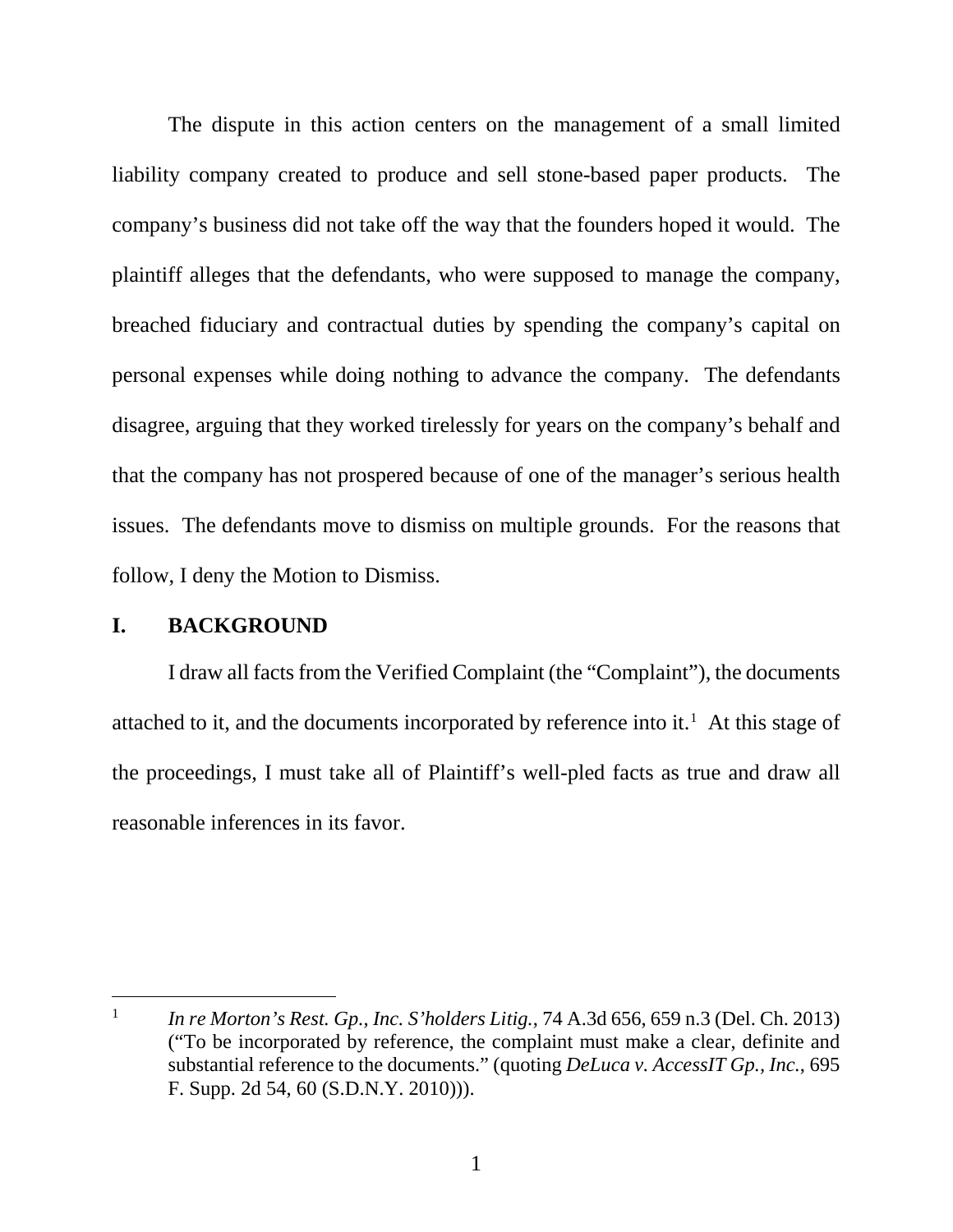The dispute in this action centers on the management of a small limited liability company created to produce and sell stone-based paper products. The company's business did not take off the way that the founders hoped it would. The plaintiff alleges that the defendants, who were supposed to manage the company, breached fiduciary and contractual duties by spending the company's capital on personal expenses while doing nothing to advance the company. The defendants disagree, arguing that they worked tirelessly for years on the company's behalf and that the company has not prospered because of one of the manager's serious health issues. The defendants move to dismiss on multiple grounds. For the reasons that follow, I deny the Motion to Dismiss.

## I. BACKGROUND

I draw all facts from the Verified Complaint (the "Complaint"), the documents attached to it, and the documents incorporated by reference into it.[1] At this stage of the proceedings, I must take all of Plaintiff's well-pled facts as true and draw all reasonable inferences in its favor.

---

[1] *In re Morton's Rest. Gp., Inc. S'holders Litig.*, 74 A.3d 656, 659 n.3 (Del. Ch. 2013) ("To be incorporated by reference, the complaint must make a clear, definite and substantial reference to the documents." (quoting *DeLuca v. AccessIT Gp., Inc.*, 695 F. Supp. 2d 54, 60 (S.D.N.Y. 2010))).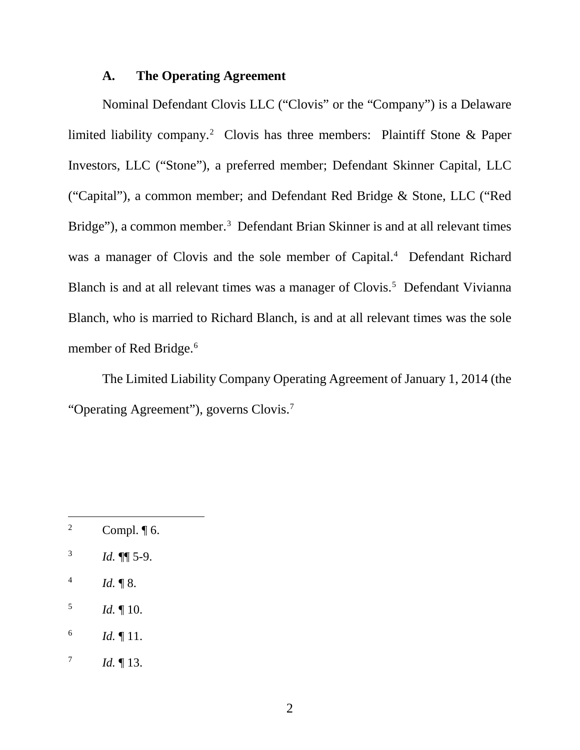### A. The Operating Agreement

Nominal Defendant Clovis LLC ("Clovis" or the "Company") is a Delaware limited liability company.[2] Clovis has three members: Plaintiff Stone & Paper Investors, LLC ("Stone"), a preferred member; Defendant Skinner Capital, LLC ("Capital"), a common member; and Defendant Red Bridge & Stone, LLC ("Red Bridge"), a common member.[3] Defendant Brian Skinner is and at all relevant times was a manager of Clovis and the sole member of Capital.[4] Defendant Richard Blanch is and at all relevant times was a manager of Clovis.[5] Defendant Vivianna Blanch, who is married to Richard Blanch, is and at all relevant times was the sole member of Red Bridge.[6]

The Limited Liability Company Operating Agreement of January 1, 2014 (the "Operating Agreement"), governs Clovis.[7]

---

[2] Compl. ¶ 6.

[3] *Id.* ¶¶ 5-9.

[4] *Id.* ¶ 8.

[5] *Id.* ¶ 10.

[6] *Id.* ¶ 11.

[7] *Id.* ¶ 13.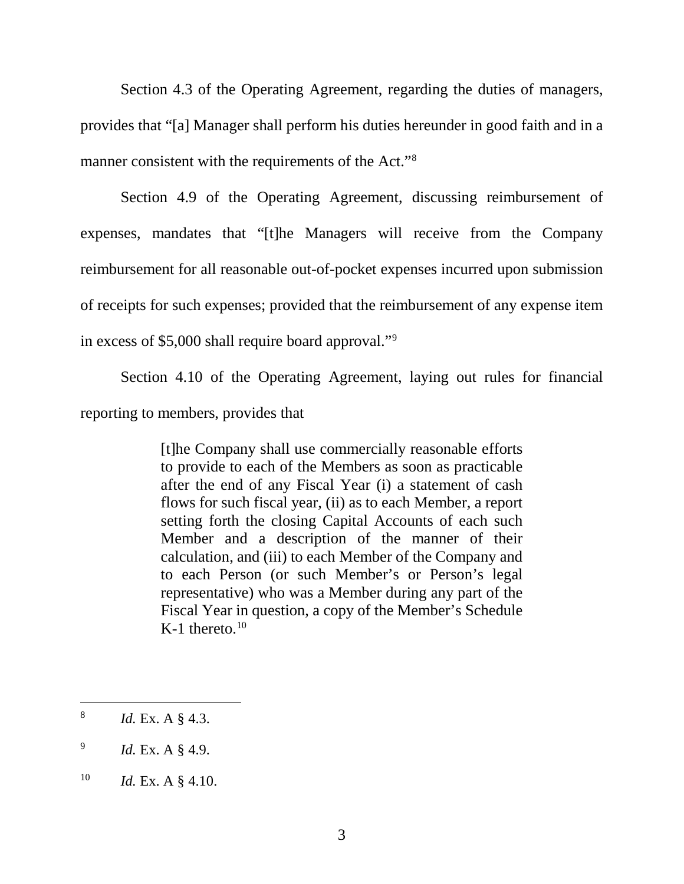Section 4.3 of the Operating Agreement, regarding the duties of managers, provides that "[a] Manager shall perform his duties hereunder in good faith and in a manner consistent with the requirements of the Act."[8]

Section 4.9 of the Operating Agreement, discussing reimbursement of expenses, mandates that "[t]he Managers will receive from the Company reimbursement for all reasonable out-of-pocket expenses incurred upon submission of receipts for such expenses; provided that the reimbursement of any expense item in excess of $5,000 shall require board approval."[9]

Section 4.10 of the Operating Agreement, laying out rules for financial reporting to members, provides that

> [t]he Company shall use commercially reasonable efforts to provide to each of the Members as soon as practicable after the end of any Fiscal Year (i) a statement of cash flows for such fiscal year, (ii) as to each Member, a report setting forth the closing Capital Accounts of each such Member and a description of the manner of their calculation, and (iii) to each Member of the Company and to each Person (or such Member's or Person's legal representative) who was a Member during any part of the Fiscal Year in question, a copy of the Member's Schedule K-1 thereto.[10]

---

[8] *Id.* Ex. A § 4.3.

[9] *Id.* Ex. A § 4.9.

[10] *Id.* Ex. A § 4.10.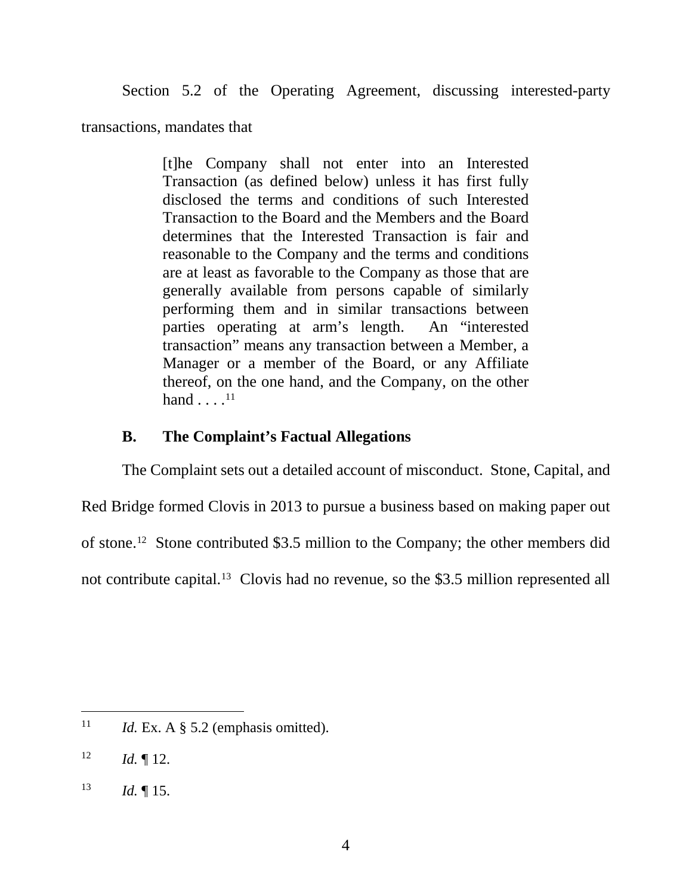Section 5.2 of the Operating Agreement, discussing interested-party transactions, mandates that

> [t]he Company shall not enter into an Interested Transaction (as defined below) unless it has first fully disclosed the terms and conditions of such Interested Transaction to the Board and the Members and the Board determines that the Interested Transaction is fair and reasonable to the Company and the terms and conditions are at least as favorable to the Company as those that are generally available from persons capable of similarly performing them and in similar transactions between parties operating at arm's length. An "interested transaction" means any transaction between a Member, a Manager or a member of the Board, or any Affiliate thereof, on the one hand, and the Company, on the other hand . . . .[11]

### B. The Complaint's Factual Allegations

The Complaint sets out a detailed account of misconduct. Stone, Capital, and Red Bridge formed Clovis in 2013 to pursue a business based on making paper out of stone.[12] Stone contributed \$3.5 million to the Company; the other members did not contribute capital.[13] Clovis had no revenue, so the \$3.5 million represented all

---

[11] *Id.* Ex. A § 5.2 (emphasis omitted).

[12] *Id.* ¶ 12.

[13] *Id.* ¶ 15.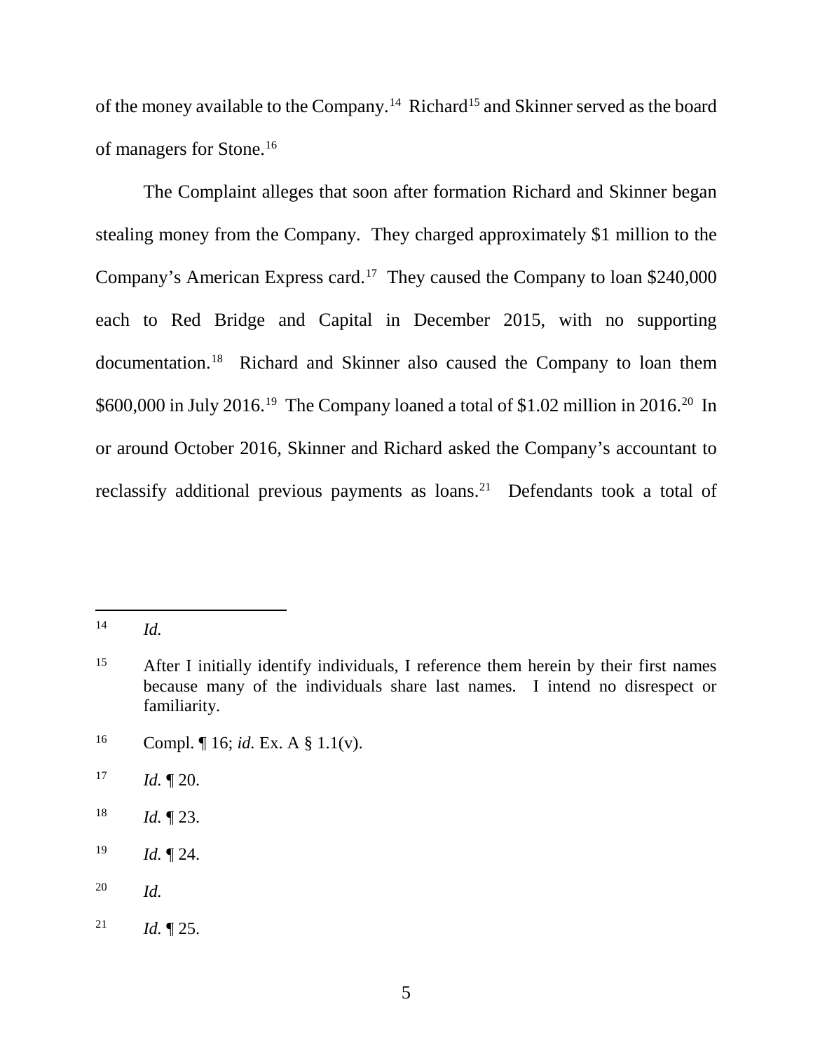of the money available to the Company.[14] Richard[15] and Skinner served as the board of managers for Stone.[16]

The Complaint alleges that soon after formation Richard and Skinner began stealing money from the Company. They charged approximately $1 million to the Company's American Express card.[17] They caused the Company to loan $240,000 each to Red Bridge and Capital in December 2015, with no supporting documentation.[18] Richard and Skinner also caused the Company to loan them $600,000 in July 2016.[19] The Company loaned a total of $1.02 million in 2016.[20] In or around October 2016, Skinner and Richard asked the Company's accountant to reclassify additional previous payments as loans.[21] Defendants took a total of

---

[14] *Id.*

[15] After I initially identify individuals, I reference them herein by their first names because many of the individuals share last names. I intend no disrespect or familiarity.

[16] Compl. ¶ 16; *id.* Ex. A § 1.1(v).

[17] *Id.* ¶ 20.

[18] *Id.* ¶ 23.

[19] *Id.* ¶ 24.

[20] *Id.*

[21] *Id.* ¶ 25.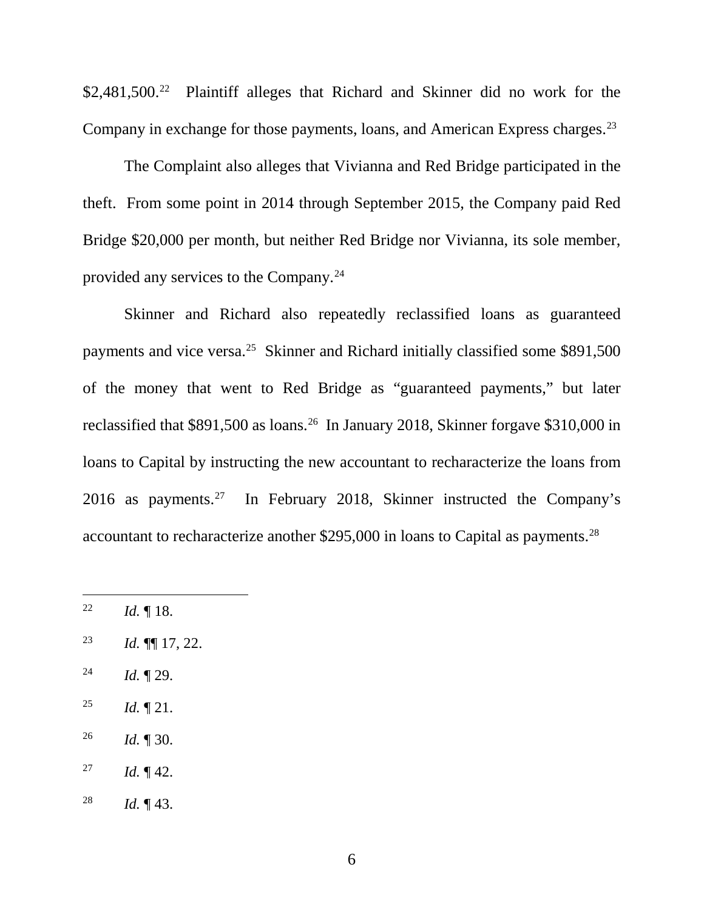$2,481,500.[22] Plaintiff alleges that Richard and Skinner did no work for the Company in exchange for those payments, loans, and American Express charges.[23]

The Complaint also alleges that Vivianna and Red Bridge participated in the theft. From some point in 2014 through September 2015, the Company paid Red Bridge $20,000 per month, but neither Red Bridge nor Vivianna, its sole member, provided any services to the Company.[24]

Skinner and Richard also repeatedly reclassified loans as guaranteed payments and vice versa.[25] Skinner and Richard initially classified some $891,500 of the money that went to Red Bridge as "guaranteed payments," but later reclassified that $891,500 as loans.[26] In January 2018, Skinner forgave $310,000 in loans to Capital by instructing the new accountant to recharacterize the loans from 2016 as payments.[27] In February 2018, Skinner instructed the Company's accountant to recharacterize another $295,000 in loans to Capital as payments.[28]

---

[22] *Id.* ¶ 18.

[23] *Id.* ¶¶ 17, 22.

[24] *Id.* ¶ 29.

[25] *Id.* ¶ 21.

[26] *Id.* ¶ 30.

[27] *Id.* ¶ 42.

[28] *Id.* ¶ 43.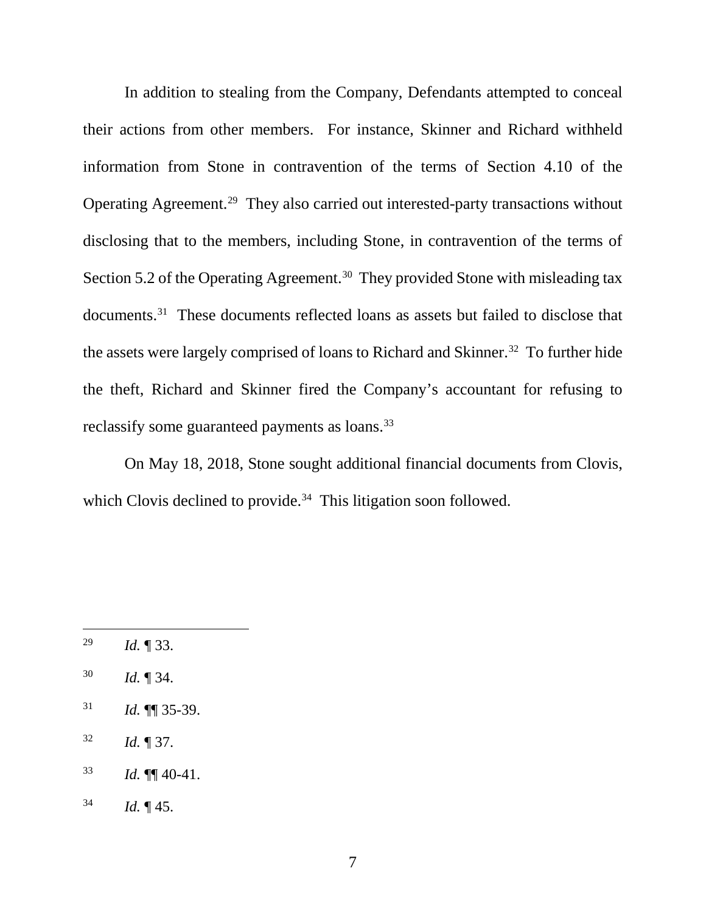In addition to stealing from the Company, Defendants attempted to conceal their actions from other members. For instance, Skinner and Richard withheld information from Stone in contravention of the terms of Section 4.10 of the Operating Agreement.[29] They also carried out interested-party transactions without disclosing that to the members, including Stone, in contravention of the terms of Section 5.2 of the Operating Agreement.[30] They provided Stone with misleading tax documents.[31] These documents reflected loans as assets but failed to disclose that the assets were largely comprised of loans to Richard and Skinner.[32] To further hide the theft, Richard and Skinner fired the Company's accountant for refusing to reclassify some guaranteed payments as loans.[33]

On May 18, 2018, Stone sought additional financial documents from Clovis, which Clovis declined to provide.[34] This litigation soon followed.

---

[29] *Id.* ¶ 33.

[30] *Id.* ¶ 34.

[31] *Id.* ¶¶ 35-39.

[32] *Id.* ¶ 37.

[33] *Id.* ¶¶ 40-41.

[34] *Id.* ¶ 45.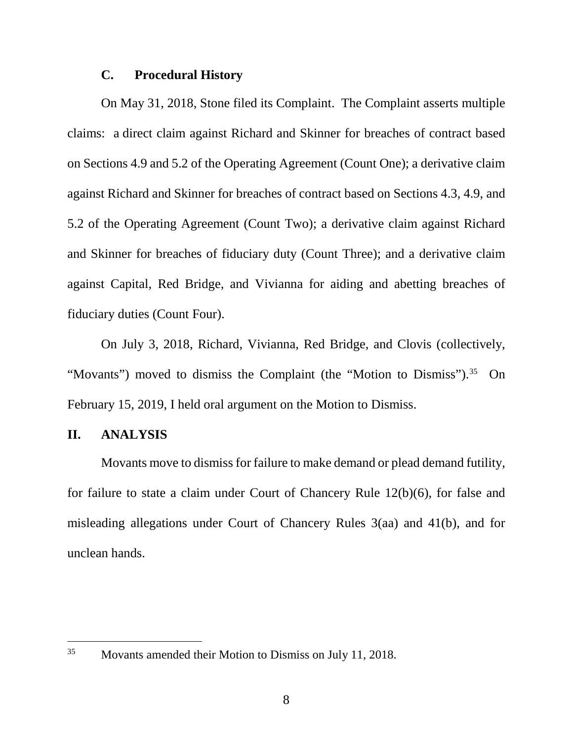### C. Procedural History

On May 31, 2018, Stone filed its Complaint. The Complaint asserts multiple claims: a direct claim against Richard and Skinner for breaches of contract based on Sections 4.9 and 5.2 of the Operating Agreement (Count One); a derivative claim against Richard and Skinner for breaches of contract based on Sections 4.3, 4.9, and 5.2 of the Operating Agreement (Count Two); a derivative claim against Richard and Skinner for breaches of fiduciary duty (Count Three); and a derivative claim against Capital, Red Bridge, and Vivianna for aiding and abetting breaches of fiduciary duties (Count Four).

On July 3, 2018, Richard, Vivianna, Red Bridge, and Clovis (collectively, "Movants") moved to dismiss the Complaint (the "Motion to Dismiss").[35] On February 15, 2019, I held oral argument on the Motion to Dismiss.

## II. ANALYSIS

Movants move to dismiss for failure to make demand or plead demand futility, for failure to state a claim under Court of Chancery Rule 12(b)(6), for false and misleading allegations under Court of Chancery Rules 3(aa) and 41(b), and for unclean hands.

---

[35] Movants amended their Motion to Dismiss on July 11, 2018.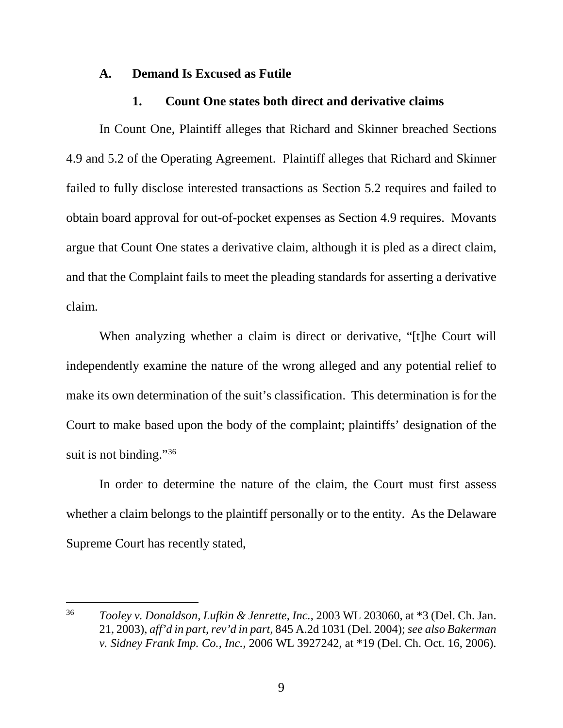### A. Demand Is Excused as Futile

#### 1. Count One states both direct and derivative claims

In Count One, Plaintiff alleges that Richard and Skinner breached Sections 4.9 and 5.2 of the Operating Agreement. Plaintiff alleges that Richard and Skinner failed to fully disclose interested transactions as Section 5.2 requires and failed to obtain board approval for out-of-pocket expenses as Section 4.9 requires. Movants argue that Count One states a derivative claim, although it is pled as a direct claim, and that the Complaint fails to meet the pleading standards for asserting a derivative claim.

When analyzing whether a claim is direct or derivative, "[t]he Court will independently examine the nature of the wrong alleged and any potential relief to make its own determination of the suit's classification. This determination is for the Court to make based upon the body of the complaint; plaintiffs' designation of the suit is not binding."[36]

In order to determine the nature of the claim, the Court must first assess whether a claim belongs to the plaintiff personally or to the entity. As the Delaware Supreme Court has recently stated,

---

[36] *Tooley v. Donaldson, Lufkin & Jenrette, Inc.*, 2003 WL 203060, at *3 (Del. Ch. Jan. 21, 2003), *aff'd in part, rev'd in part*, 845 A.2d 1031 (Del. 2004); *see also Bakerman v. Sidney Frank Imp. Co., Inc.*, 2006 WL 3927242, at *19 (Del. Ch. Oct. 16, 2006).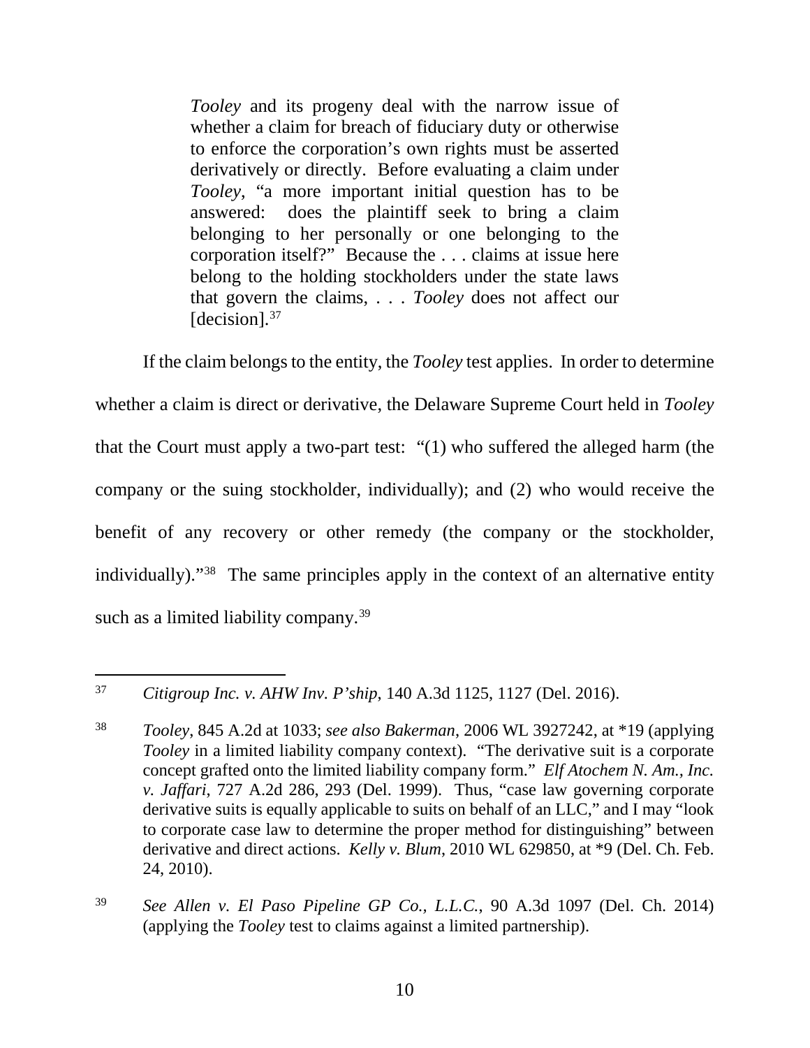> *Tooley* and its progeny deal with the narrow issue of whether a claim for breach of fiduciary duty or otherwise to enforce the corporation's own rights must be asserted derivatively or directly. Before evaluating a claim under *Tooley*, "a more important initial question has to be answered: does the plaintiff seek to bring a claim belonging to her personally or one belonging to the corporation itself?" Because the . . . claims at issue here belong to the holding stockholders under the state laws that govern the claims, . . . *Tooley* does not affect our [decision].[37]

If the claim belongs to the entity, the *Tooley* test applies. In order to determine whether a claim is direct or derivative, the Delaware Supreme Court held in *Tooley* that the Court must apply a two-part test: "(1) who suffered the alleged harm (the company or the suing stockholder, individually); and (2) who would receive the benefit of any recovery or other remedy (the company or the stockholder, individually)."[38] The same principles apply in the context of an alternative entity such as a limited liability company.[39]

---

[37] *Citigroup Inc. v. AHW Inv. P'ship*, 140 A.3d 1125, 1127 (Del. 2016).

[38] *Tooley*, 845 A.2d at 1033; *see also Bakerman*, 2006 WL 3927242, at *19 (applying *Tooley* in a limited liability company context). "The derivative suit is a corporate concept grafted onto the limited liability company form." *Elf Atochem N. Am., Inc. v. Jaffari*, 727 A.2d 286, 293 (Del. 1999). Thus, "case law governing corporate derivative suits is equally applicable to suits on behalf of an LLC," and I may "look to corporate case law to determine the proper method for distinguishing" between derivative and direct actions. *Kelly v. Blum*, 2010 WL 629850, at *9 (Del. Ch. Feb. 24, 2010).

[39] *See Allen v. El Paso Pipeline GP Co., L.L.C.*, 90 A.3d 1097 (Del. Ch. 2014) (applying the *Tooley* test to claims against a limited partnership).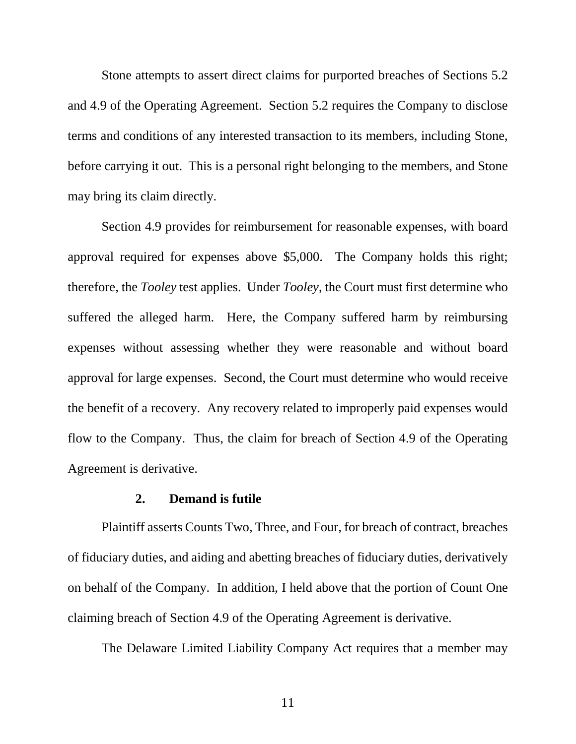Stone attempts to assert direct claims for purported breaches of Sections 5.2 and 4.9 of the Operating Agreement. Section 5.2 requires the Company to disclose terms and conditions of any interested transaction to its members, including Stone, before carrying it out. This is a personal right belonging to the members, and Stone may bring its claim directly.

Section 4.9 provides for reimbursement for reasonable expenses, with board approval required for expenses above $5,000. The Company holds this right; therefore, the *Tooley* test applies. Under *Tooley*, the Court must first determine who suffered the alleged harm. Here, the Company suffered harm by reimbursing expenses without assessing whether they were reasonable and without board approval for large expenses. Second, the Court must determine who would receive the benefit of a recovery. Any recovery related to improperly paid expenses would flow to the Company. Thus, the claim for breach of Section 4.9 of the Operating Agreement is derivative.

### 2. Demand is futile

Plaintiff asserts Counts Two, Three, and Four, for breach of contract, breaches of fiduciary duties, and aiding and abetting breaches of fiduciary duties, derivatively on behalf of the Company. In addition, I held above that the portion of Count One claiming breach of Section 4.9 of the Operating Agreement is derivative.

The Delaware Limited Liability Company Act requires that a member may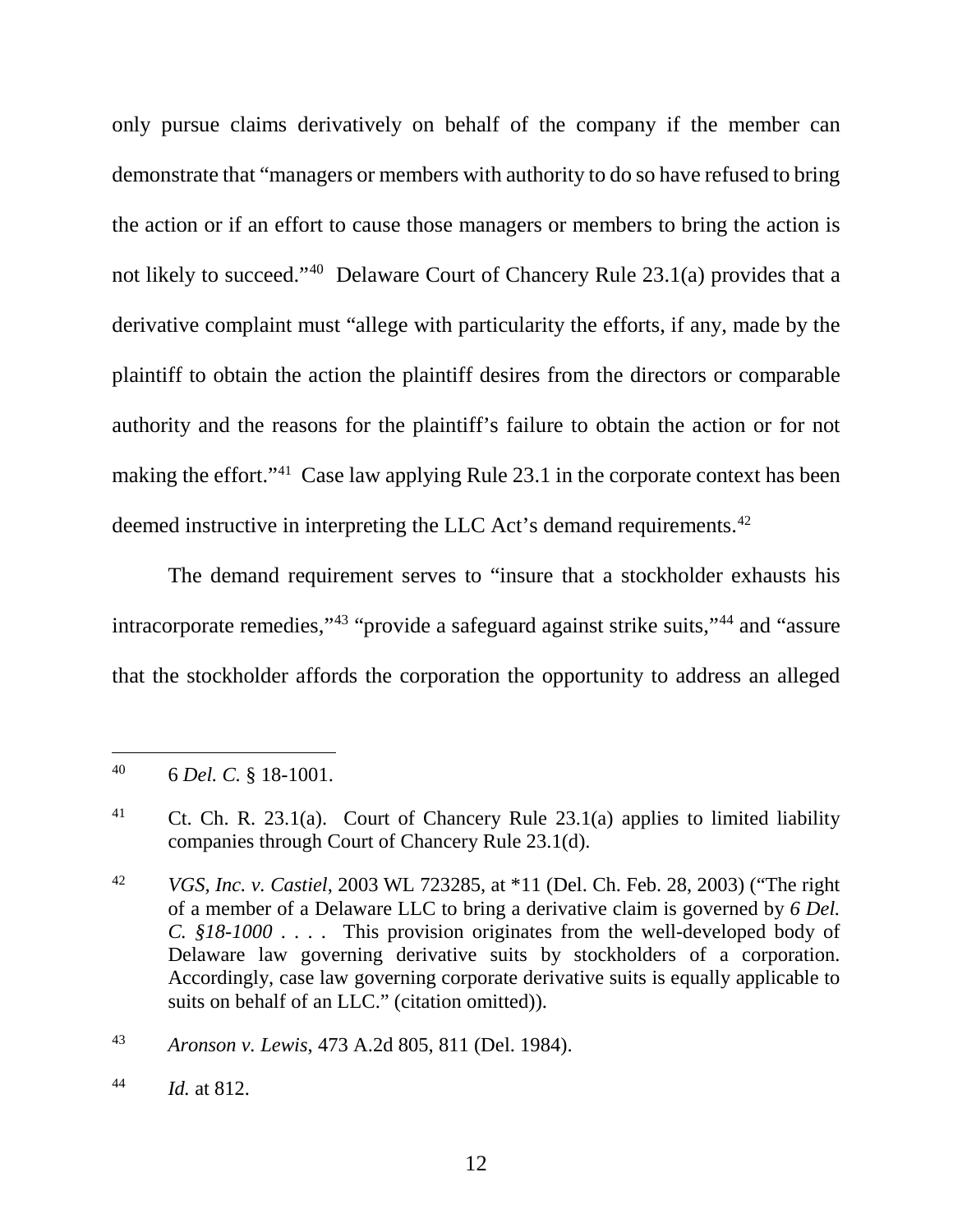only pursue claims derivatively on behalf of the company if the member can demonstrate that "managers or members with authority to do so have refused to bring the action or if an effort to cause those managers or members to bring the action is not likely to succeed."[40] Delaware Court of Chancery Rule 23.1(a) provides that a derivative complaint must "allege with particularity the efforts, if any, made by the plaintiff to obtain the action the plaintiff desires from the directors or comparable authority and the reasons for the plaintiff's failure to obtain the action or for not making the effort."[41] Case law applying Rule 23.1 in the corporate context has been deemed instructive in interpreting the LLC Act's demand requirements.[42]

The demand requirement serves to "insure that a stockholder exhausts his intracorporate remedies,"[43] "provide a safeguard against strike suits,"[44] and "assure that the stockholder affords the corporation the opportunity to address an alleged

---

[40] 6 *Del. C.* § 18-1001.

[41] Ct. Ch. R. 23.1(a). Court of Chancery Rule 23.1(a) applies to limited liability companies through Court of Chancery Rule 23.1(d).

[42] *VGS, Inc. v. Castiel*, 2003 WL 723285, at *11 (Del. Ch. Feb. 28, 2003) ("The right of a member of a Delaware LLC to bring a derivative claim is governed by *6 Del. C. §18-1000* . . . . This provision originates from the well-developed body of Delaware law governing derivative suits by stockholders of a corporation. Accordingly, case law governing corporate derivative suits is equally applicable to suits on behalf of an LLC." (citation omitted)).

[43] *Aronson v. Lewis*, 473 A.2d 805, 811 (Del. 1984).

[44] *Id.* at 812.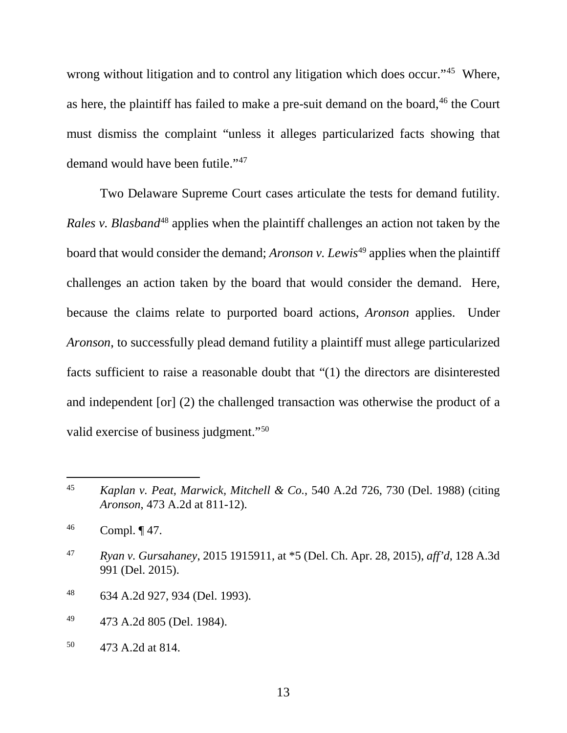wrong without litigation and to control any litigation which does occur."[45] Where, as here, the plaintiff has failed to make a pre-suit demand on the board,[46] the Court must dismiss the complaint "unless it alleges particularized facts showing that demand would have been futile."[47]

Two Delaware Supreme Court cases articulate the tests for demand futility. *Rales v. Blasband*[48] applies when the plaintiff challenges an action not taken by the board that would consider the demand; *Aronson v. Lewis*[49] applies when the plaintiff challenges an action taken by the board that would consider the demand. Here, because the claims relate to purported board actions, *Aronson* applies. Under *Aronson*, to successfully plead demand futility a plaintiff must allege particularized facts sufficient to raise a reasonable doubt that "(1) the directors are disinterested and independent [or] (2) the challenged transaction was otherwise the product of a valid exercise of business judgment."[50]

---

[45] *Kaplan v. Peat, Marwick, Mitchell & Co.*, 540 A.2d 726, 730 (Del. 1988) (citing *Aronson*, 473 A.2d at 811-12).

[46] Compl. ¶ 47.

[47] *Ryan v. Gursahaney*, 2015 1915911, at *5 (Del. Ch. Apr. 28, 2015), *aff'd*, 128 A.3d 991 (Del. 2015).

[48] 634 A.2d 927, 934 (Del. 1993).

[49] 473 A.2d 805 (Del. 1984).

[50] 473 A.2d at 814.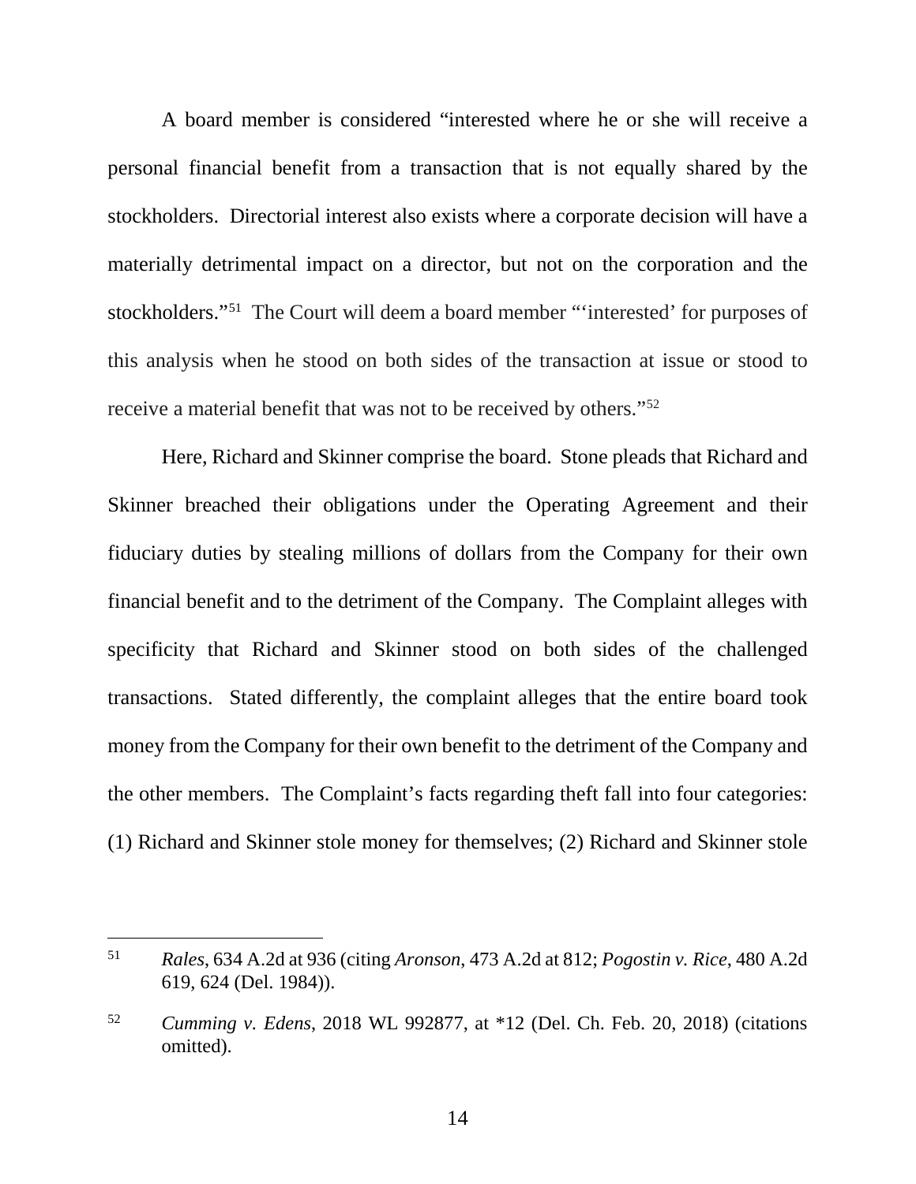A board member is considered "interested where he or she will receive a personal financial benefit from a transaction that is not equally shared by the stockholders. Directorial interest also exists where a corporate decision will have a materially detrimental impact on a director, but not on the corporation and the stockholders."[51] The Court will deem a board member "'interested' for purposes of this analysis when he stood on both sides of the transaction at issue or stood to receive a material benefit that was not to be received by others."[52]

Here, Richard and Skinner comprise the board. Stone pleads that Richard and Skinner breached their obligations under the Operating Agreement and their fiduciary duties by stealing millions of dollars from the Company for their own financial benefit and to the detriment of the Company. The Complaint alleges with specificity that Richard and Skinner stood on both sides of the challenged transactions. Stated differently, the complaint alleges that the entire board took money from the Company for their own benefit to the detriment of the Company and the other members. The Complaint's facts regarding theft fall into four categories: (1) Richard and Skinner stole money for themselves; (2) Richard and Skinner stole

---

[51] *Rales*, 634 A.2d at 936 (citing *Aronson*, 473 A.2d at 812; *Pogostin v. Rice*, 480 A.2d 619, 624 (Del. 1984)).

[52] *Cumming v. Edens*, 2018 WL 992877, at *12 (Del. Ch. Feb. 20, 2018) (citations omitted).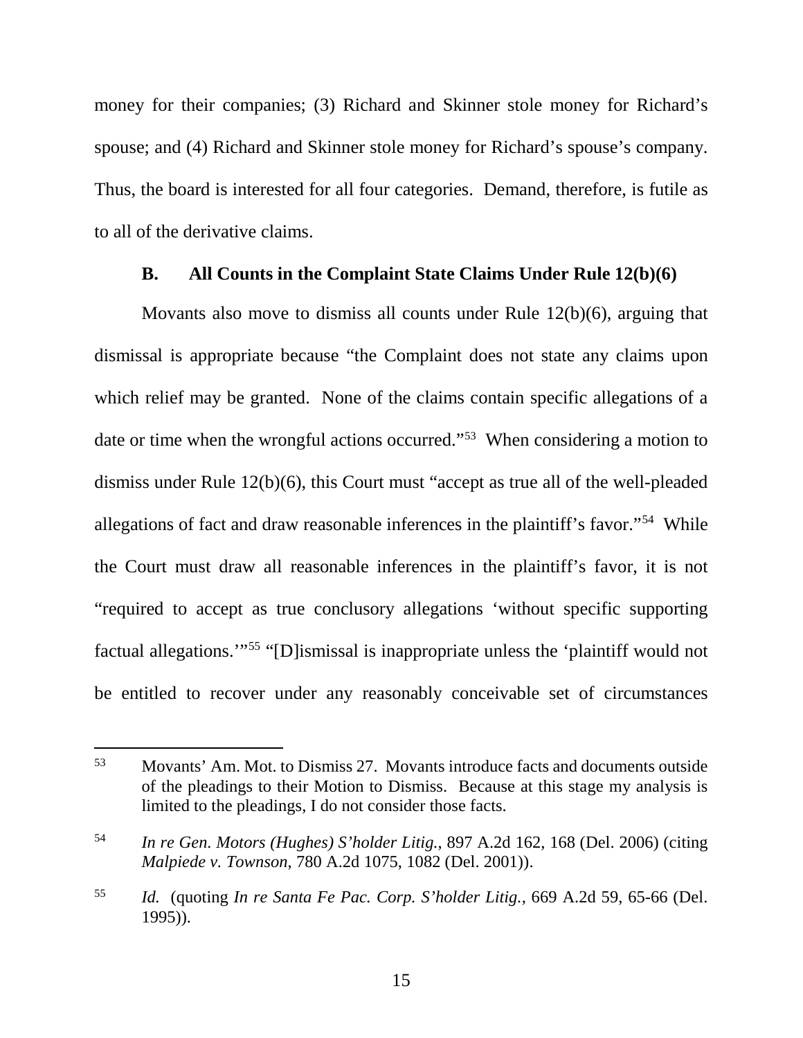money for their companies; (3) Richard and Skinner stole money for Richard's spouse; and (4) Richard and Skinner stole money for Richard's spouse's company. Thus, the board is interested for all four categories. Demand, therefore, is futile as to all of the derivative claims.

### B. All Counts in the Complaint State Claims Under Rule 12(b)(6)

Movants also move to dismiss all counts under Rule 12(b)(6), arguing that dismissal is appropriate because "the Complaint does not state any claims upon which relief may be granted. None of the claims contain specific allegations of a date or time when the wrongful actions occurred."[53] When considering a motion to dismiss under Rule 12(b)(6), this Court must "accept as true all of the well-pleaded allegations of fact and draw reasonable inferences in the plaintiff's favor."[54] While the Court must draw all reasonable inferences in the plaintiff's favor, it is not "required to accept as true conclusory allegations 'without specific supporting factual allegations.'"[55] "[D]ismissal is inappropriate unless the 'plaintiff would not be entitled to recover under any reasonably conceivable set of circumstances

---

[53] Movants' Am. Mot. to Dismiss 27. Movants introduce facts and documents outside of the pleadings to their Motion to Dismiss. Because at this stage my analysis is limited to the pleadings, I do not consider those facts.

[54] *In re Gen. Motors (Hughes) S'holder Litig.*, 897 A.2d 162, 168 (Del. 2006) (citing *Malpiede v. Townson*, 780 A.2d 1075, 1082 (Del. 2001)).

[55] *Id.* (quoting *In re Santa Fe Pac. Corp. S'holder Litig.*, 669 A.2d 59, 65-66 (Del. 1995)).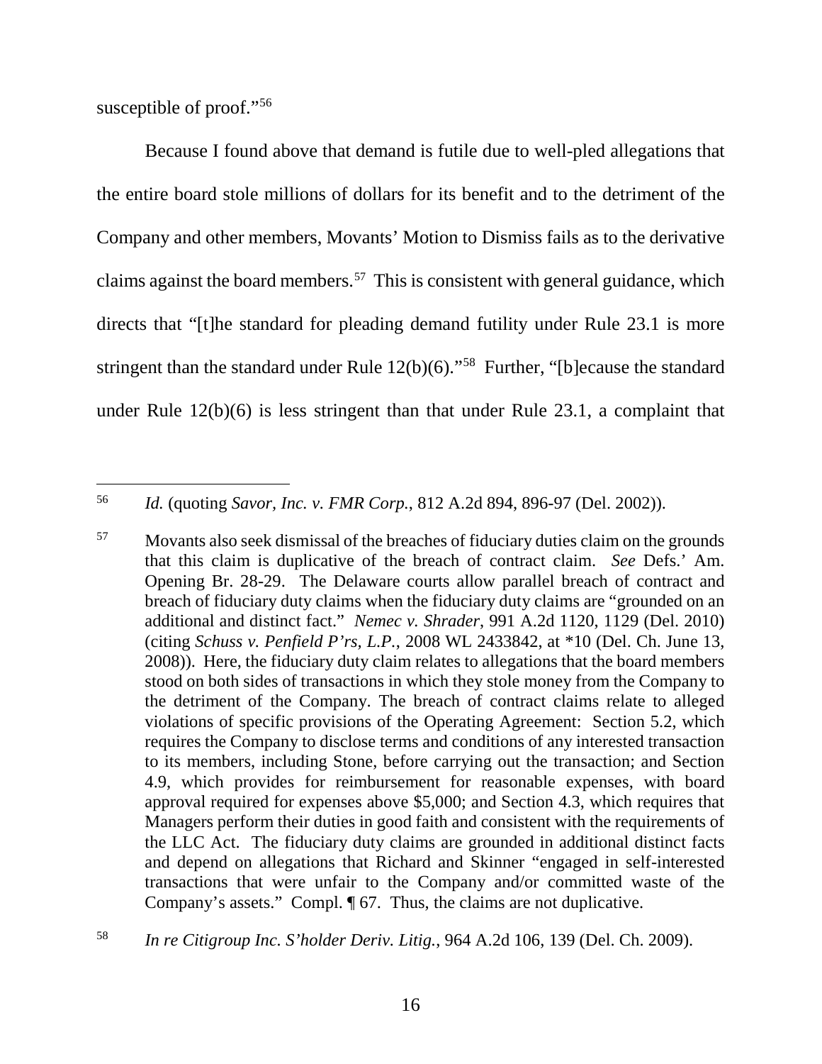susceptible of proof."[56]

Because I found above that demand is futile due to well-pled allegations that the entire board stole millions of dollars for its benefit and to the detriment of the Company and other members, Movants' Motion to Dismiss fails as to the derivative claims against the board members.[57] This is consistent with general guidance, which directs that "[t]he standard for pleading demand futility under Rule 23.1 is more stringent than the standard under Rule 12(b)(6)."[58] Further, "[b]ecause the standard under Rule 12(b)(6) is less stringent than that under Rule 23.1, a complaint that

---

[56] *Id.* (quoting *Savor, Inc. v. FMR Corp.*, 812 A.2d 894, 896-97 (Del. 2002)).

[57] Movants also seek dismissal of the breaches of fiduciary duties claim on the grounds that this claim is duplicative of the breach of contract claim. *See* Defs.' Am. Opening Br. 28-29. The Delaware courts allow parallel breach of contract and breach of fiduciary duty claims when the fiduciary duty claims are "grounded on an additional and distinct fact." *Nemec v. Shrader*, 991 A.2d 1120, 1129 (Del. 2010) (citing *Schuss v. Penfield P'rs, L.P.*, 2008 WL 2433842, at *10 (Del. Ch. June 13, 2008)). Here, the fiduciary duty claim relates to allegations that the board members stood on both sides of transactions in which they stole money from the Company to the detriment of the Company. The breach of contract claims relate to alleged violations of specific provisions of the Operating Agreement: Section 5.2, which requires the Company to disclose terms and conditions of any interested transaction to its members, including Stone, before carrying out the transaction; and Section 4.9, which provides for reimbursement for reasonable expenses, with board approval required for expenses above $5,000; and Section 4.3, which requires that Managers perform their duties in good faith and consistent with the requirements of the LLC Act. The fiduciary duty claims are grounded in additional distinct facts and depend on allegations that Richard and Skinner "engaged in self-interested transactions that were unfair to the Company and/or committed waste of the Company's assets." Compl. ¶ 67. Thus, the claims are not duplicative.

[58] *In re Citigroup Inc. S'holder Deriv. Litig.*, 964 A.2d 106, 139 (Del. Ch. 2009).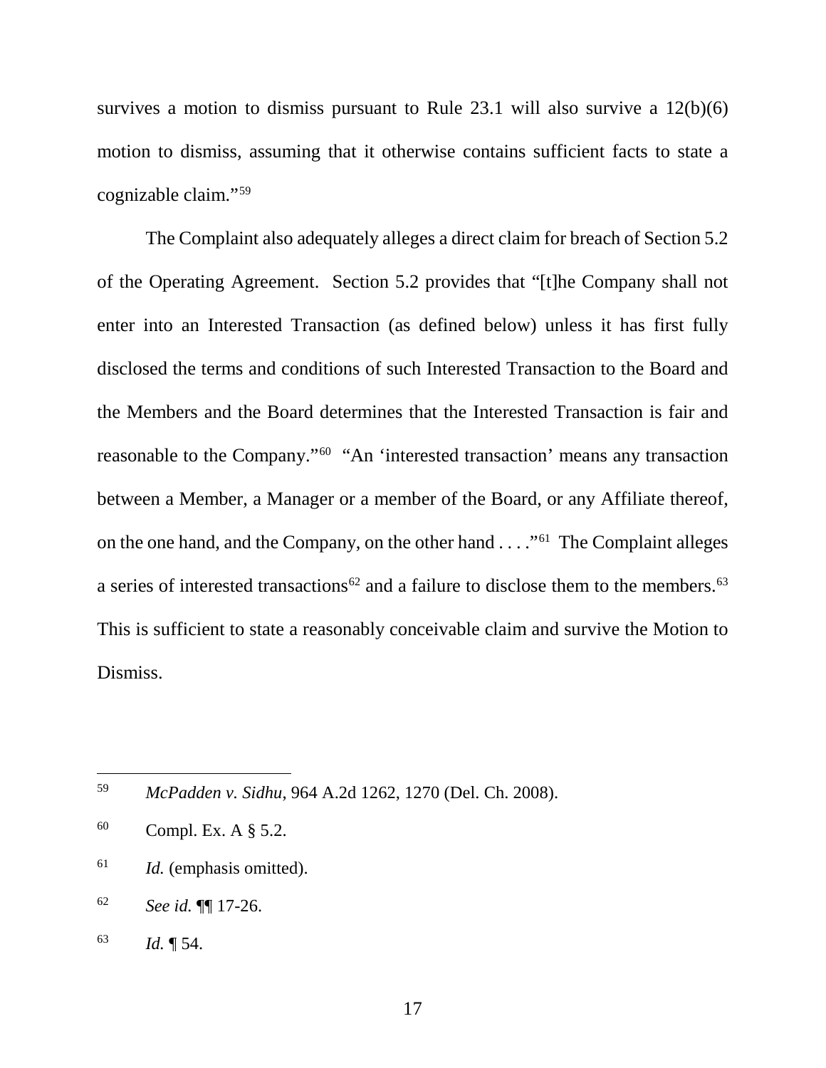survives a motion to dismiss pursuant to Rule 23.1 will also survive a 12(b)(6) motion to dismiss, assuming that it otherwise contains sufficient facts to state a cognizable claim."[59]

The Complaint also adequately alleges a direct claim for breach of Section 5.2 of the Operating Agreement. Section 5.2 provides that "[t]he Company shall not enter into an Interested Transaction (as defined below) unless it has first fully disclosed the terms and conditions of such Interested Transaction to the Board and the Members and the Board determines that the Interested Transaction is fair and reasonable to the Company."[60] "An 'interested transaction' means any transaction between a Member, a Manager or a member of the Board, or any Affiliate thereof, on the one hand, and the Company, on the other hand . . . ."[61] The Complaint alleges a series of interested transactions[62] and a failure to disclose them to the members.[63] This is sufficient to state a reasonably conceivable claim and survive the Motion to Dismiss.

---

[59] *McPadden v. Sidhu*, 964 A.2d 1262, 1270 (Del. Ch. 2008).

[60] Compl. Ex. A § 5.2.

[61] *Id.* (emphasis omitted).

[62] *See id.* ¶¶ 17-26.

[63] *Id.* ¶ 54.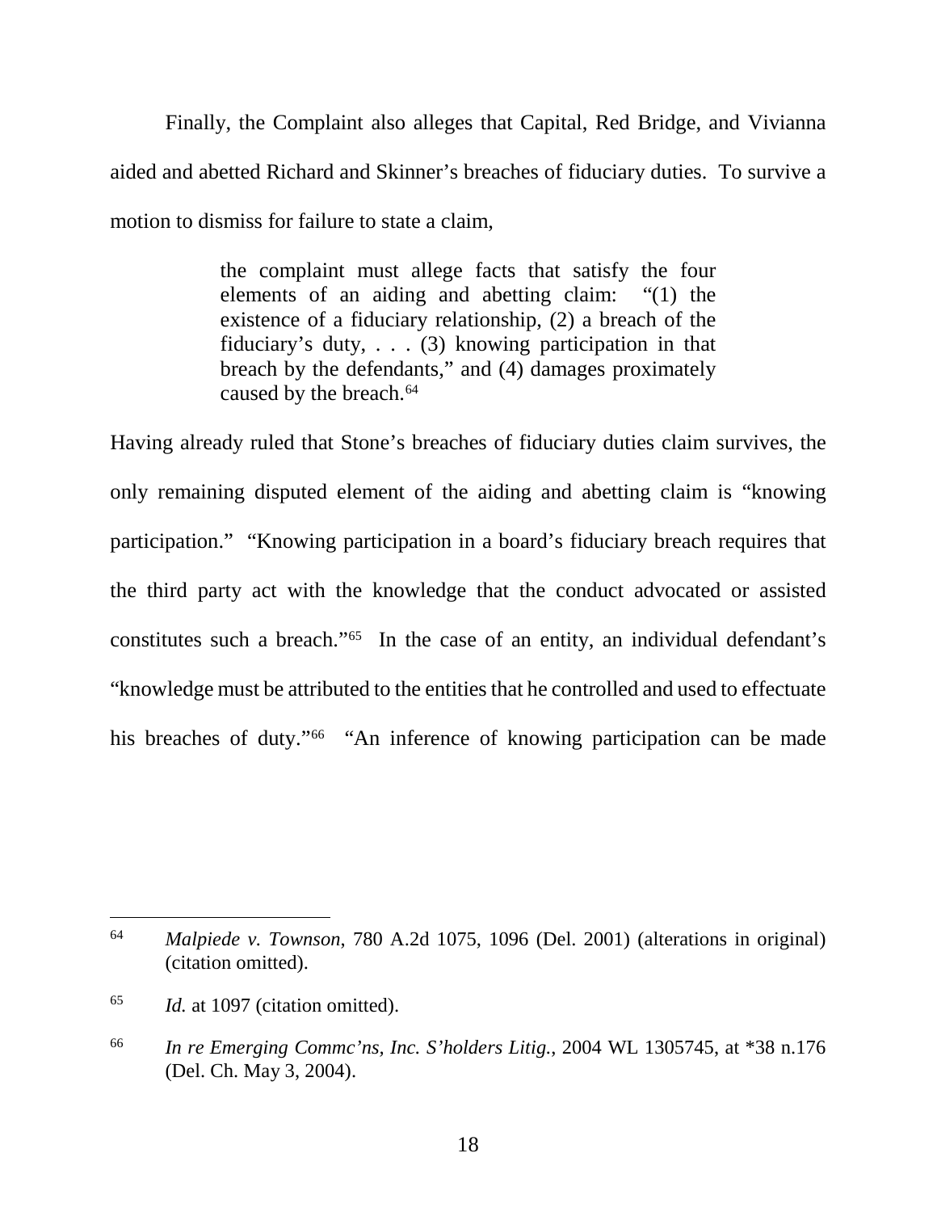Finally, the Complaint also alleges that Capital, Red Bridge, and Vivianna aided and abetted Richard and Skinner's breaches of fiduciary duties. To survive a motion to dismiss for failure to state a claim,

> the complaint must allege facts that satisfy the four elements of an aiding and abetting claim: "(1) the existence of a fiduciary relationship, (2) a breach of the fiduciary's duty, . . . (3) knowing participation in that breach by the defendants," and (4) damages proximately caused by the breach.[64]

Having already ruled that Stone's breaches of fiduciary duties claim survives, the only remaining disputed element of the aiding and abetting claim is "knowing participation." "Knowing participation in a board's fiduciary breach requires that the third party act with the knowledge that the conduct advocated or assisted constitutes such a breach."[65] In the case of an entity, an individual defendant's "knowledge must be attributed to the entities that he controlled and used to effectuate his breaches of duty."[66] "An inference of knowing participation can be made

---

[64] *Malpiede v. Townson*, 780 A.2d 1075, 1096 (Del. 2001) (alterations in original) (citation omitted).

[65] *Id.* at 1097 (citation omitted).

[66] *In re Emerging Commc'ns, Inc. S'holders Litig.*, 2004 WL 1305745, at *38 n.176 (Del. Ch. May 3, 2004).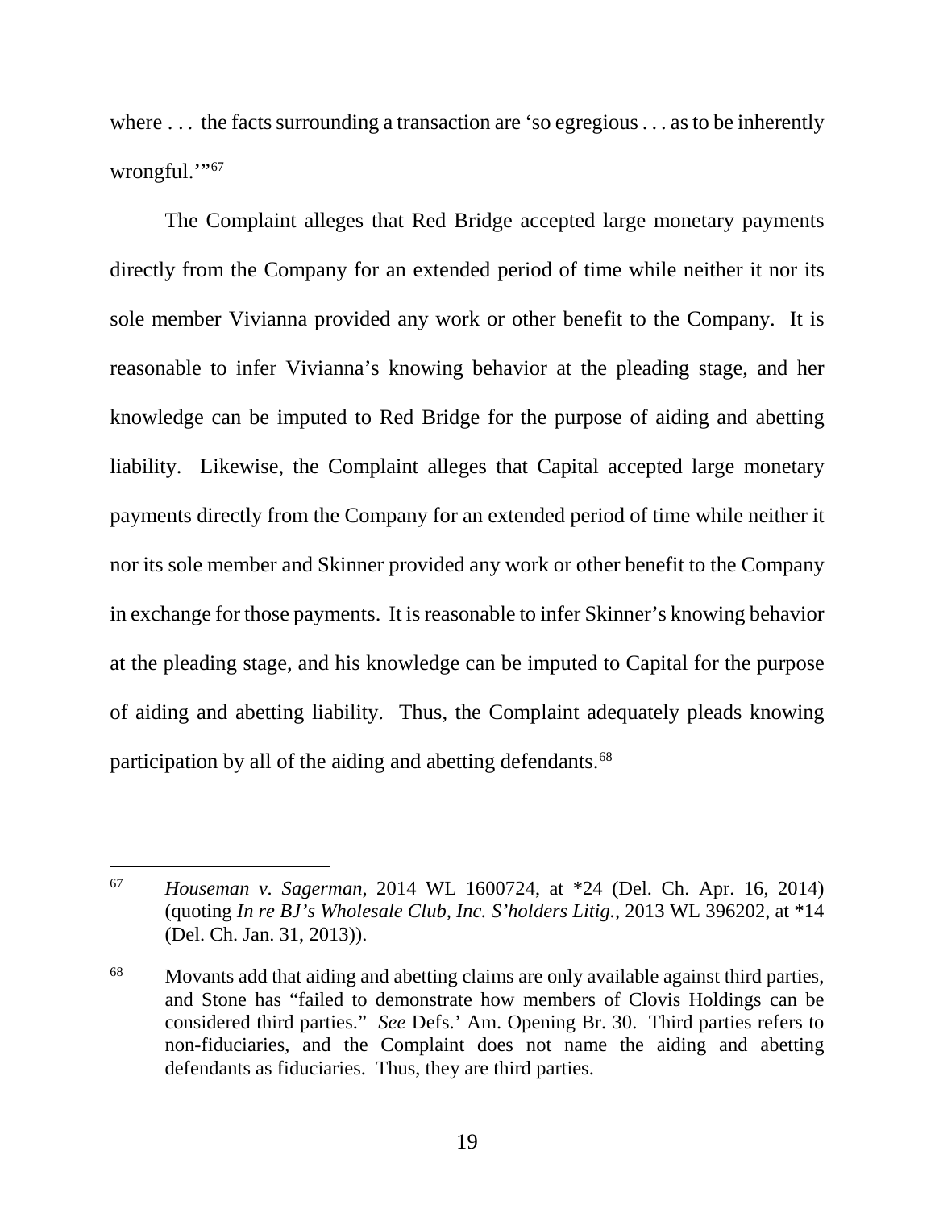where . . . the facts surrounding a transaction are 'so egregious . . . as to be inherently wrongful.'"[67]

The Complaint alleges that Red Bridge accepted large monetary payments directly from the Company for an extended period of time while neither it nor its sole member Vivianna provided any work or other benefit to the Company. It is reasonable to infer Vivianna's knowing behavior at the pleading stage, and her knowledge can be imputed to Red Bridge for the purpose of aiding and abetting liability. Likewise, the Complaint alleges that Capital accepted large monetary payments directly from the Company for an extended period of time while neither it nor its sole member and Skinner provided any work or other benefit to the Company in exchange for those payments. It is reasonable to infer Skinner's knowing behavior at the pleading stage, and his knowledge can be imputed to Capital for the purpose of aiding and abetting liability. Thus, the Complaint adequately pleads knowing participation by all of the aiding and abetting defendants.[68]

---

[67] *Houseman v. Sagerman*, 2014 WL 1600724, at *24 (Del. Ch. Apr. 16, 2014) (quoting *In re BJ's Wholesale Club, Inc. S'holders Litig.*, 2013 WL 396202, at *14 (Del. Ch. Jan. 31, 2013)).

[68] Movants add that aiding and abetting claims are only available against third parties, and Stone has "failed to demonstrate how members of Clovis Holdings can be considered third parties." *See* Defs.' Am. Opening Br. 30. Third parties refers to non-fiduciaries, and the Complaint does not name the aiding and abetting defendants as fiduciaries. Thus, they are third parties.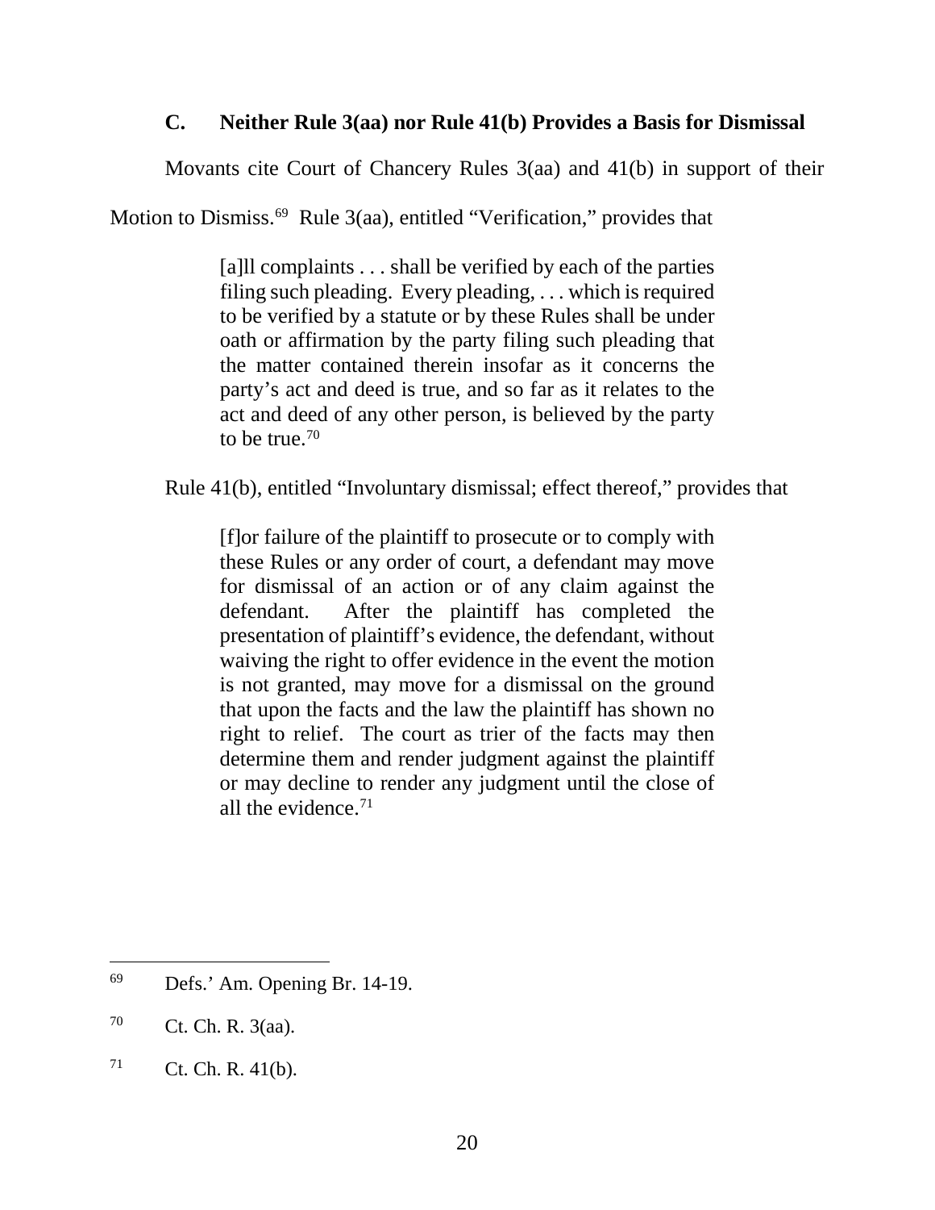### C. Neither Rule 3(aa) nor Rule 41(b) Provides a Basis for Dismissal

Movants cite Court of Chancery Rules 3(aa) and 41(b) in support of their Motion to Dismiss.[69] Rule 3(aa), entitled "Verification," provides that

> [a]ll complaints . . . shall be verified by each of the parties filing such pleading. Every pleading, . . . which is required to be verified by a statute or by these Rules shall be under oath or affirmation by the party filing such pleading that the matter contained therein insofar as it concerns the party's act and deed is true, and so far as it relates to the act and deed of any other person, is believed by the party to be true.[70]

Rule 41(b), entitled "Involuntary dismissal; effect thereof," provides that

> [f]or failure of the plaintiff to prosecute or to comply with these Rules or any order of court, a defendant may move for dismissal of an action or of any claim against the defendant. After the plaintiff has completed the presentation of plaintiff's evidence, the defendant, without waiving the right to offer evidence in the event the motion is not granted, may move for a dismissal on the ground that upon the facts and the law the plaintiff has shown no right to relief. The court as trier of the facts may then determine them and render judgment against the plaintiff or may decline to render any judgment until the close of all the evidence.[71]

---

[69] Defs.' Am. Opening Br. 14-19.

[70] Ct. Ch. R. 3(aa).

[71] Ct. Ch. R. 41(b).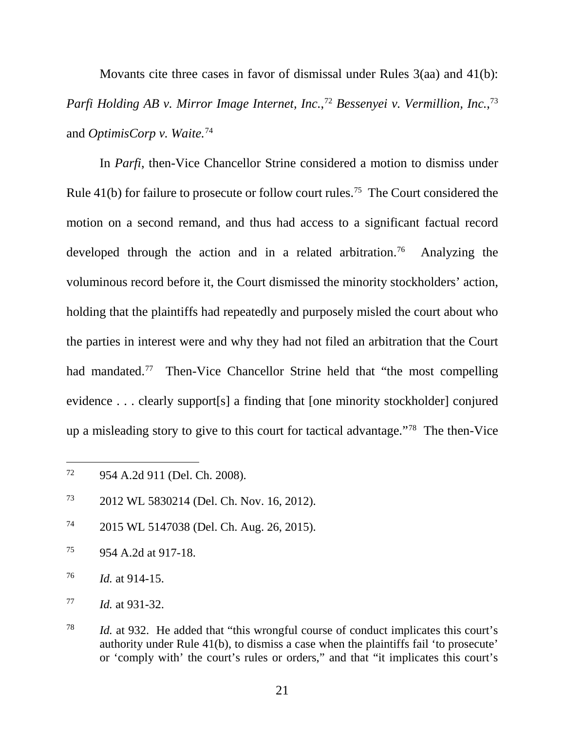Movants cite three cases in favor of dismissal under Rules 3(aa) and 41(b): *Parfi Holding AB v. Mirror Image Internet, Inc.*,[72] *Bessenyei v. Vermillion, Inc.*,[73] and *OptimisCorp v. Waite.*[74]

In *Parfi*, then-Vice Chancellor Strine considered a motion to dismiss under Rule 41(b) for failure to prosecute or follow court rules.[75] The Court considered the motion on a second remand, and thus had access to a significant factual record developed through the action and in a related arbitration.[76] Analyzing the voluminous record before it, the Court dismissed the minority stockholders' action, holding that the plaintiffs had repeatedly and purposely misled the court about who the parties in interest were and why they had not filed an arbitration that the Court had mandated.[77] Then-Vice Chancellor Strine held that "the most compelling evidence . . . clearly support[s] a finding that [one minority stockholder] conjured up a misleading story to give to this court for tactical advantage."[78] The then-Vice

---

[72] 954 A.2d 911 (Del. Ch. 2008).

[73] 2012 WL 5830214 (Del. Ch. Nov. 16, 2012).

[74] 2015 WL 5147038 (Del. Ch. Aug. 26, 2015).

[75] 954 A.2d at 917-18.

[76] *Id.* at 914-15.

[77] *Id.* at 931-32.

[78] *Id.* at 932. He added that "this wrongful course of conduct implicates this court's authority under Rule 41(b), to dismiss a case when the plaintiffs fail 'to prosecute' or 'comply with' the court's rules or orders," and that "it implicates this court's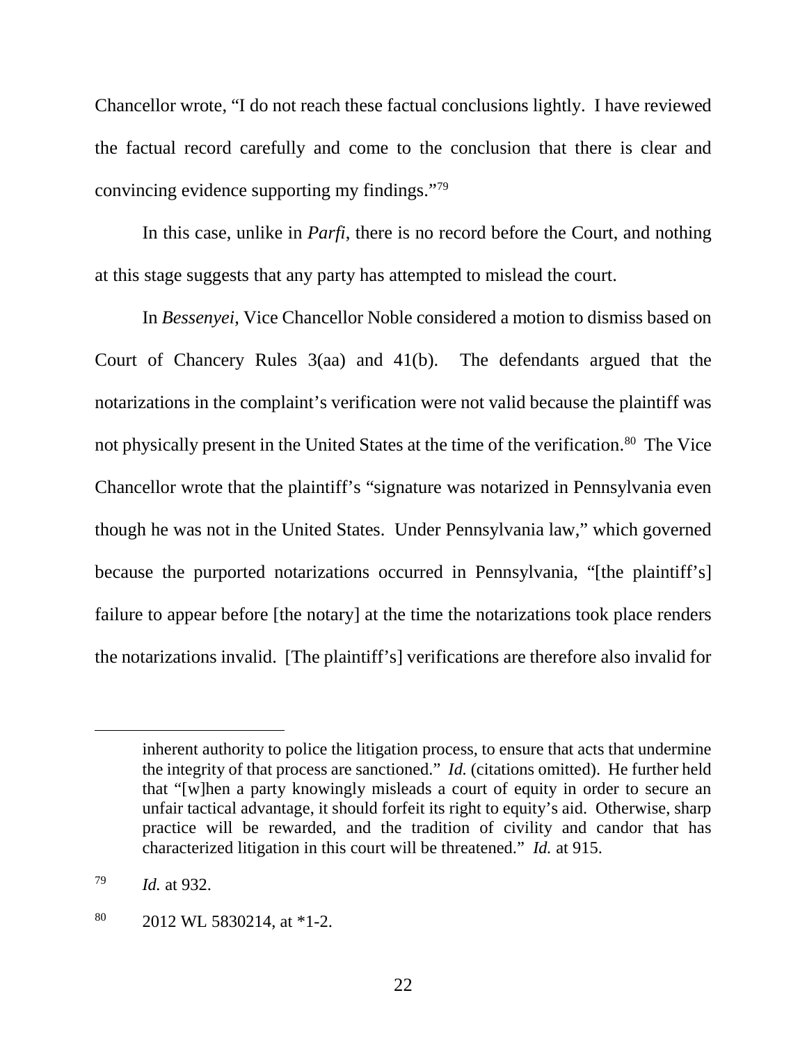Chancellor wrote, "I do not reach these factual conclusions lightly. I have reviewed the factual record carefully and come to the conclusion that there is clear and convincing evidence supporting my findings."[79]

In this case, unlike in *Parfi*, there is no record before the Court, and nothing at this stage suggests that any party has attempted to mislead the court.

In *Bessenyei*, Vice Chancellor Noble considered a motion to dismiss based on Court of Chancery Rules 3(aa) and 41(b). The defendants argued that the notarizations in the complaint's verification were not valid because the plaintiff was not physically present in the United States at the time of the verification.[80] The Vice Chancellor wrote that the plaintiff's "signature was notarized in Pennsylvania even though he was not in the United States. Under Pennsylvania law," which governed because the purported notarizations occurred in Pennsylvania, "[the plaintiff's] failure to appear before [the notary] at the time the notarizations took place renders the notarizations invalid. [The plaintiff's] verifications are therefore also invalid for

---

inherent authority to police the litigation process, to ensure that acts that undermine the integrity of that process are sanctioned." *Id.* (citations omitted). He further held that "[w]hen a party knowingly misleads a court of equity in order to secure an unfair tactical advantage, it should forfeit its right to equity's aid. Otherwise, sharp practice will be rewarded, and the tradition of civility and candor that has characterized litigation in this court will be threatened." *Id.* at 915.

[79] *Id.* at 932.

[80] 2012 WL 5830214, at *1-2.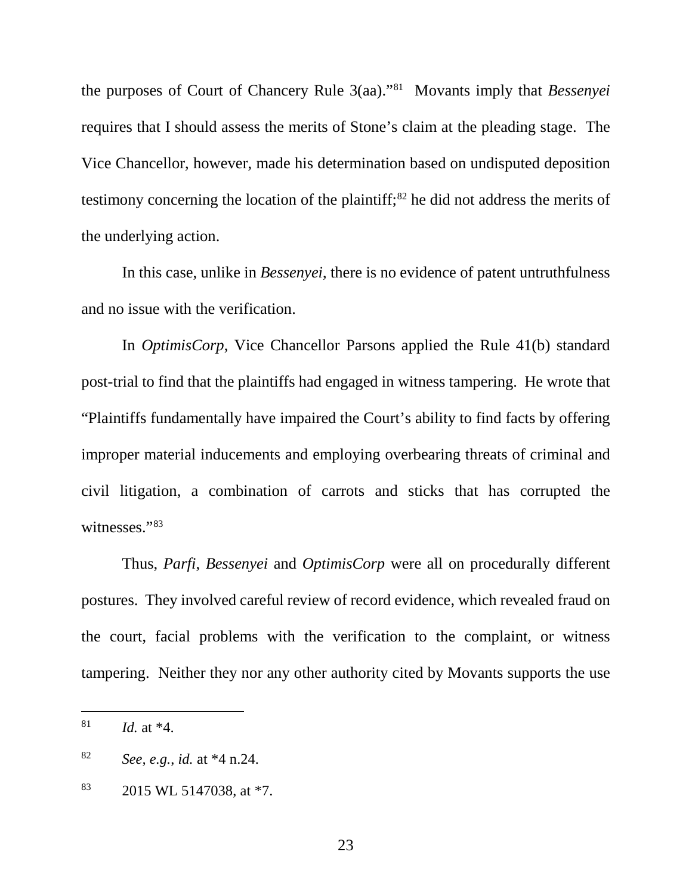the purposes of Court of Chancery Rule 3(aa)."[81] Movants imply that *Bessenyei* requires that I should assess the merits of Stone's claim at the pleading stage. The Vice Chancellor, however, made his determination based on undisputed deposition testimony concerning the location of the plaintiff;[82] he did not address the merits of the underlying action.

In this case, unlike in *Bessenyei*, there is no evidence of patent untruthfulness and no issue with the verification.

In *OptimisCorp*, Vice Chancellor Parsons applied the Rule 41(b) standard post-trial to find that the plaintiffs had engaged in witness tampering. He wrote that "Plaintiffs fundamentally have impaired the Court's ability to find facts by offering improper material inducements and employing overbearing threats of criminal and civil litigation, a combination of carrots and sticks that has corrupted the witnesses."[83]

Thus, *Parfi*, *Bessenyei* and *OptimisCorp* were all on procedurally different postures. They involved careful review of record evidence, which revealed fraud on the court, facial problems with the verification to the complaint, or witness tampering. Neither they nor any other authority cited by Movants supports the use

---

[81] *Id.* at *4.

[82] *See, e.g.*, *id.* at *4 n.24.

[83] 2015 WL 5147038, at *7.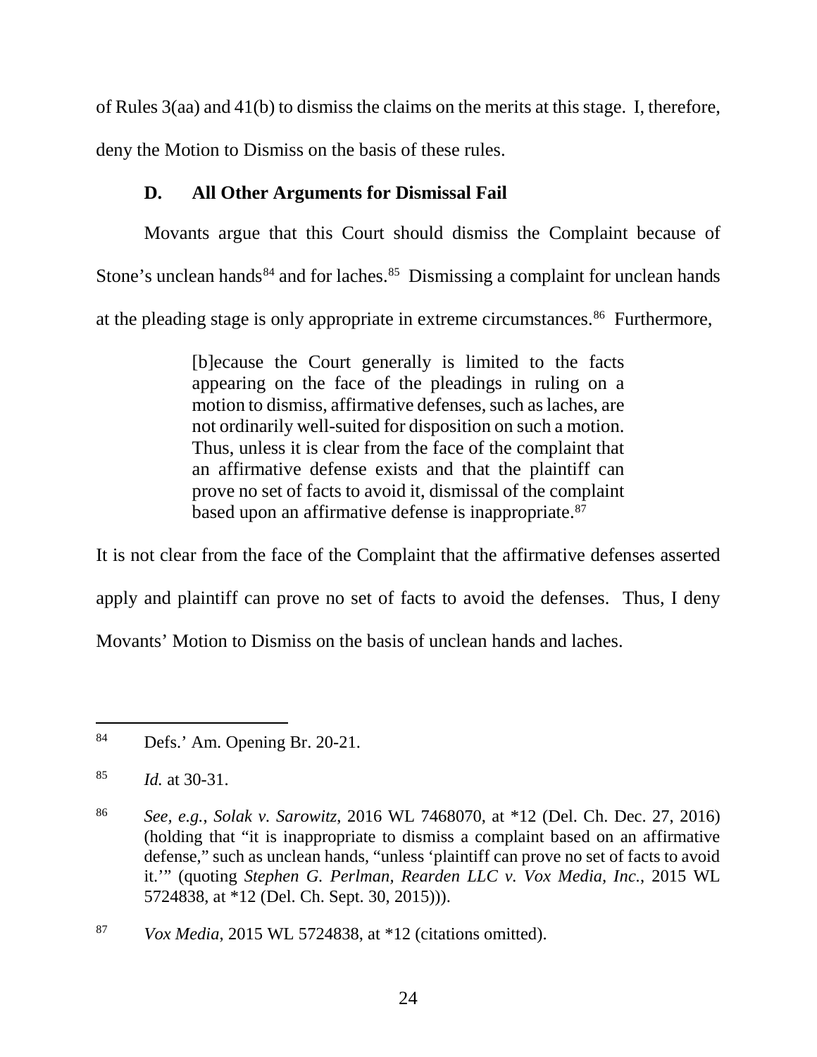of Rules 3(aa) and 41(b) to dismiss the claims on the merits at this stage. I, therefore, deny the Motion to Dismiss on the basis of these rules.

### D. All Other Arguments for Dismissal Fail

Movants argue that this Court should dismiss the Complaint because of Stone's unclean hands[84] and for laches.[85] Dismissing a complaint for unclean hands at the pleading stage is only appropriate in extreme circumstances.[86] Furthermore,

> [b]ecause the Court generally is limited to the facts appearing on the face of the pleadings in ruling on a motion to dismiss, affirmative defenses, such as laches, are not ordinarily well-suited for disposition on such a motion. Thus, unless it is clear from the face of the complaint that an affirmative defense exists and that the plaintiff can prove no set of facts to avoid it, dismissal of the complaint based upon an affirmative defense is inappropriate.[87]

It is not clear from the face of the Complaint that the affirmative defenses asserted apply and plaintiff can prove no set of facts to avoid the defenses. Thus, I deny Movants' Motion to Dismiss on the basis of unclean hands and laches.

---

[84] Defs.' Am. Opening Br. 20-21.

[85] *Id.* at 30-31.

[86] *See, e.g.*, *Solak v. Sarowitz*, 2016 WL 7468070, at \*12 (Del. Ch. Dec. 27, 2016) (holding that "it is inappropriate to dismiss a complaint based on an affirmative defense," such as unclean hands, "unless 'plaintiff can prove no set of facts to avoid it.'" (quoting *Stephen G. Perlman, Rearden LLC v. Vox Media, Inc.*, 2015 WL 5724838, at \*12 (Del. Ch. Sept. 30, 2015))).

[87] *Vox Media*, 2015 WL 5724838, at \*12 (citations omitted).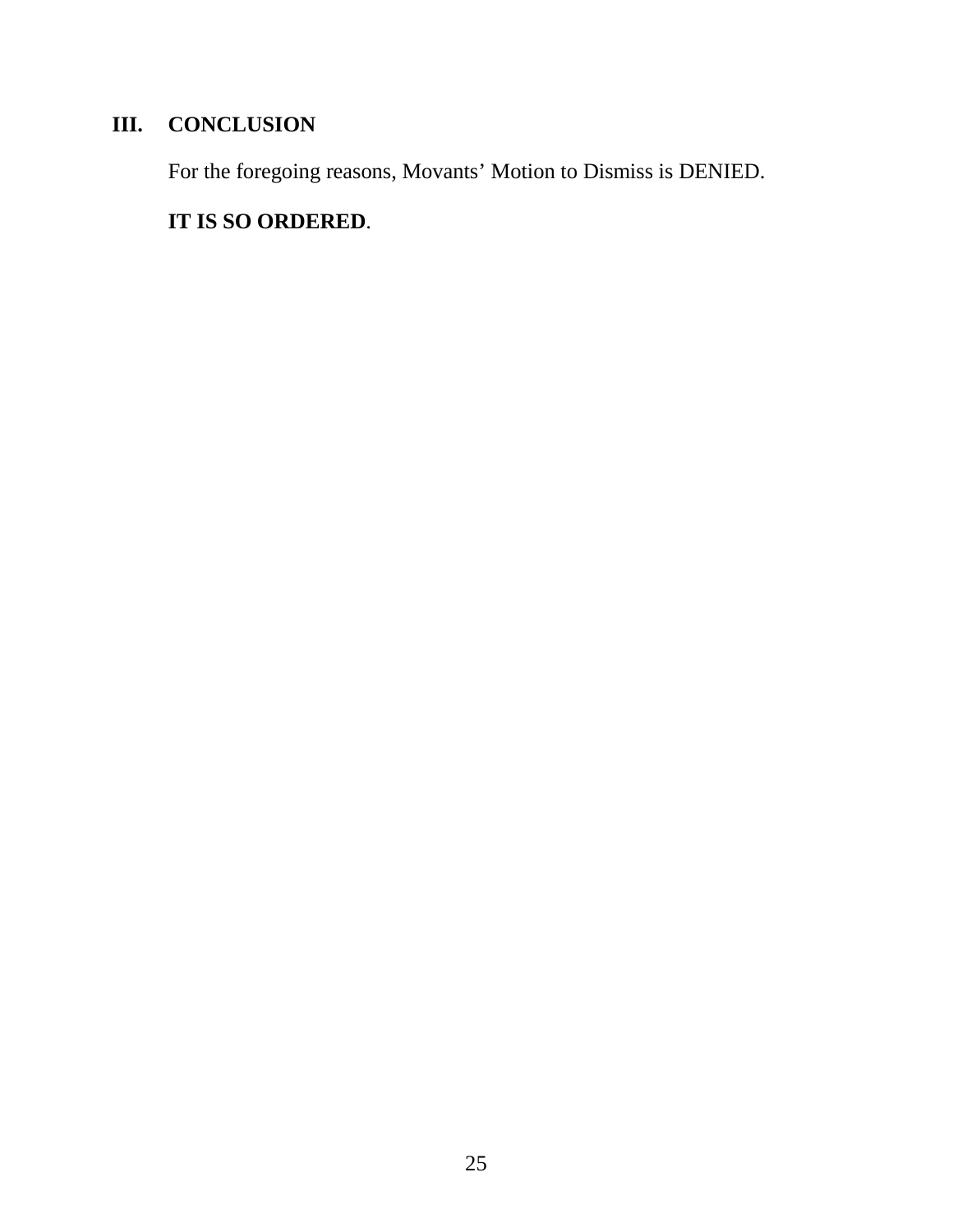## III. CONCLUSION

For the foregoing reasons, Movants' Motion to Dismiss is DENIED.

**IT IS SO ORDERED**.